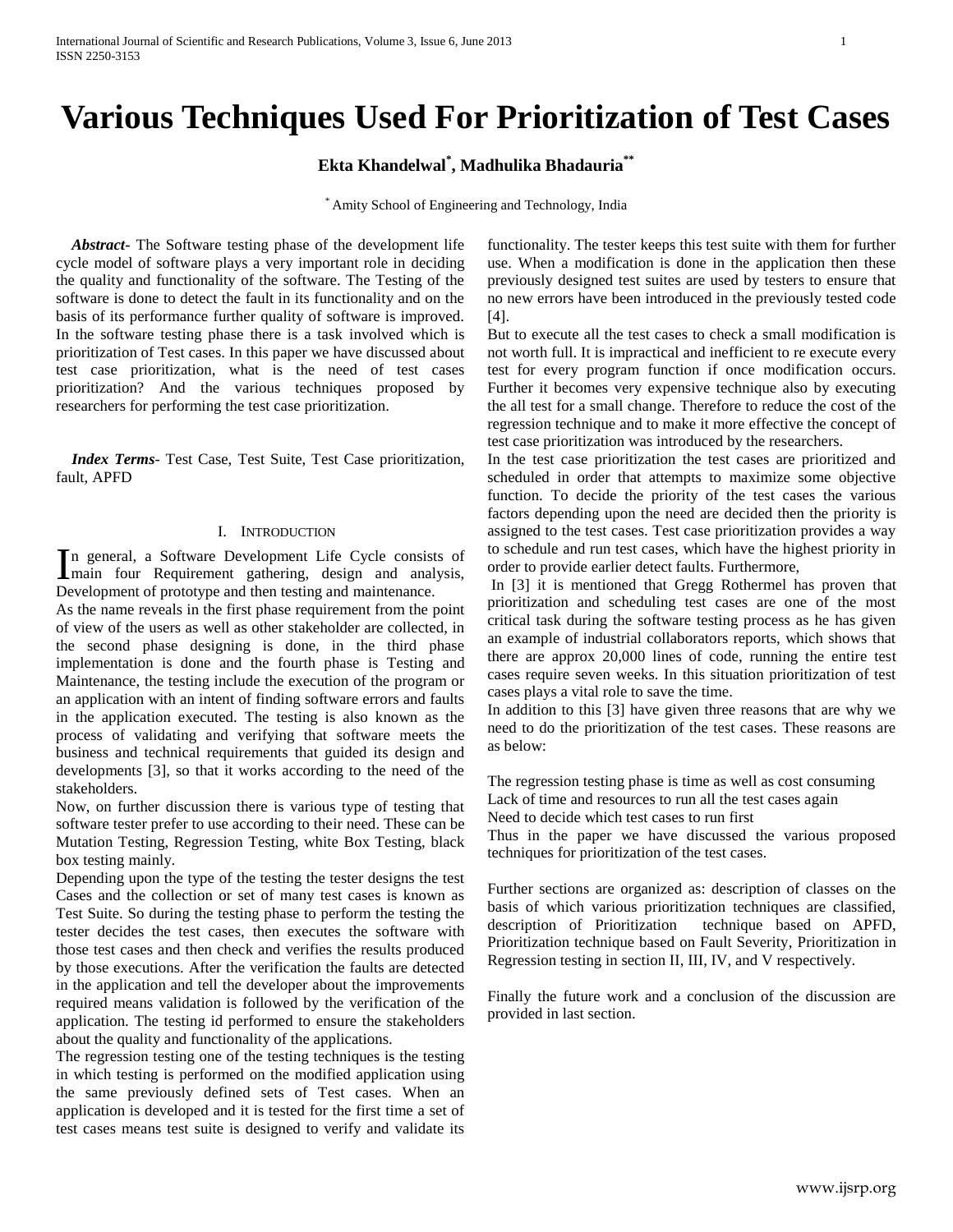# Various Techniques Used For Prioritization of Test Cases

**Ekta Khandelwal[*], Madhulika Bhadauria[**]**

[*] Amity School of Engineering and Technology, India

***Abstract-*** The Software testing phase of the development life cycle model of software plays a very important role in deciding the quality and functionality of the software. The Testing of the software is done to detect the fault in its functionality and on the basis of its performance further quality of software is improved. In the software testing phase there is a task involved which is prioritization of Test cases. In this paper we have discussed about test case prioritization, what is the need of test cases prioritization? And the various techniques proposed by researchers for performing the test case prioritization.

***Index Terms*****-** Test Case, Test Suite, Test Case prioritization, fault, APFD

## I. Introduction

In general, a Software Development Life Cycle consists of main four Requirement gathering, design and analysis, Development of prototype and then testing and maintenance.

As the name reveals in the first phase requirement from the point of view of the users as well as other stakeholder are collected, in the second phase designing is done, in the third phase implementation is done and the fourth phase is Testing and Maintenance, the testing include the execution of the program or an application with an intent of finding software errors and faults in the application executed. The testing is also known as the process of validating and verifying that software meets the business and technical requirements that guided its design and developments [3], so that it works according to the need of the stakeholders.

Now, on further discussion there is various type of testing that software tester prefer to use according to their need. These can be Mutation Testing, Regression Testing, white Box Testing, black box testing mainly.

Depending upon the type of the testing the tester designs the test Cases and the collection or set of many test cases is known as Test Suite. So during the testing phase to perform the testing the tester decides the test cases, then executes the software with those test cases and then check and verifies the results produced by those executions. After the verification the faults are detected in the application and tell the developer about the improvements required means validation is followed by the verification of the application. The testing id performed to ensure the stakeholders about the quality and functionality of the applications.

The regression testing one of the testing techniques is the testing in which testing is performed on the modified application using the same previously defined sets of Test cases. When an application is developed and it is tested for the first time a set of test cases means test suite is designed to verify and validate its functionality. The tester keeps this test suite with them for further use. When a modification is done in the application then these previously designed test suites are used by testers to ensure that no new errors have been introduced in the previously tested code [4].

But to execute all the test cases to check a small modification is not worth full. It is impractical and inefficient to re execute every test for every program function if once modification occurs. Further it becomes very expensive technique also by executing the all test for a small change. Therefore to reduce the cost of the regression technique and to make it more effective the concept of test case prioritization was introduced by the researchers.

In the test case prioritization the test cases are prioritized and scheduled in order that attempts to maximize some objective function. To decide the priority of the test cases the various factors depending upon the need are decided then the priority is assigned to the test cases. Test case prioritization provides a way to schedule and run test cases, which have the highest priority in order to provide earlier detect faults. Furthermore,

In [3] it is mentioned that Gregg Rothermel has proven that prioritization and scheduling test cases are one of the most critical task during the software testing process as he has given an example of industrial collaborators reports, which shows that there are approx 20,000 lines of code, running the entire test cases require seven weeks. In this situation prioritization of test cases plays a vital role to save the time.

In addition to this [3] have given three reasons that are why we need to do the prioritization of the test cases. These reasons are as below:

The regression testing phase is time as well as cost consuming
Lack of time and resources to run all the test cases again
Need to decide which test cases to run first

Thus in the paper we have discussed the various proposed techniques for prioritization of the test cases.

Further sections are organized as: description of classes on the basis of which various prioritization techniques are classified, description of Prioritization technique based on APFD, Prioritization technique based on Fault Severity, Prioritization in Regression testing in section II, III, IV, and V respectively.

Finally the future work and a conclusion of the discussion are provided in last section.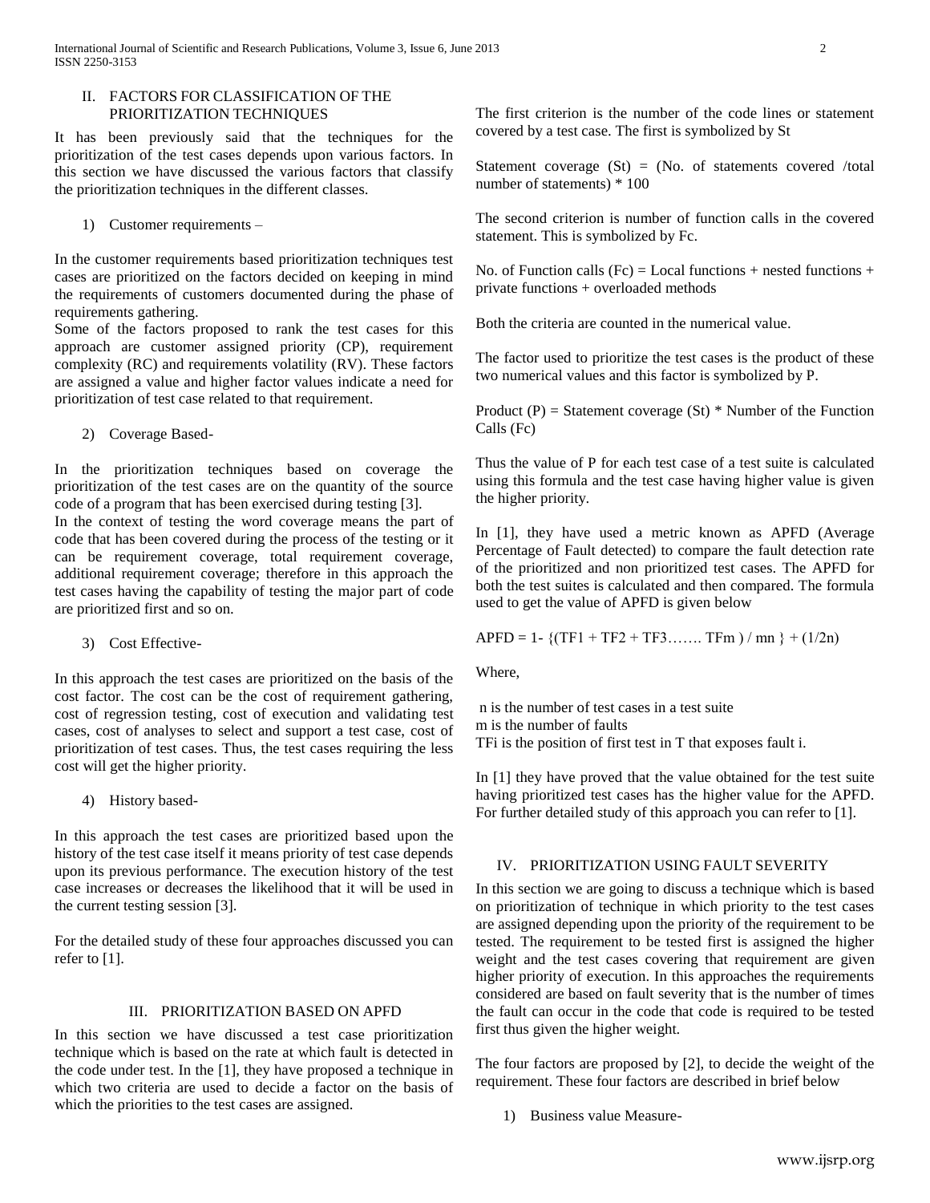## II. FACTORS FOR CLASSIFICATION OF THE PRIORITIZATION TECHNIQUES

It has been previously said that the techniques for the prioritization of the test cases depends upon various factors. In this section we have discussed the various factors that classify the prioritization techniques in the different classes.

1) Customer requirements –

In the customer requirements based prioritization techniques test cases are prioritized on the factors decided on keeping in mind the requirements of customers documented during the phase of requirements gathering.
Some of the factors proposed to rank the test cases for this approach are customer assigned priority (CP), requirement complexity (RC) and requirements volatility (RV). These factors are assigned a value and higher factor values indicate a need for prioritization of test case related to that requirement.

2) Coverage Based-

In the prioritization techniques based on coverage the prioritization of the test cases are on the quantity of the source code of a program that has been exercised during testing [3].
In the context of testing the word coverage means the part of code that has been covered during the process of the testing or it can be requirement coverage, total requirement coverage, additional requirement coverage; therefore in this approach the test cases having the capability of testing the major part of code are prioritized first and so on.

3) Cost Effective-

In this approach the test cases are prioritized on the basis of the cost factor. The cost can be the cost of requirement gathering, cost of regression testing, cost of execution and validating test cases, cost of analyses to select and support a test case, cost of prioritization of test cases. Thus, the test cases requiring the less cost will get the higher priority.

4) History based-

In this approach the test cases are prioritized based upon the history of the test case itself it means priority of test case depends upon its previous performance. The execution history of the test case increases or decreases the likelihood that it will be used in the current testing session [3].

For the detailed study of these four approaches discussed you can refer to [1].

## III. PRIORITIZATION BASED ON APFD

In this section we have discussed a test case prioritization technique which is based on the rate at which fault is detected in the code under test. In the [1], they have proposed a technique in which two criteria are used to decide a factor on the basis of which the priorities to the test cases are assigned.

The first criterion is the number of the code lines or statement covered by a test case. The first is symbolized by St

Statement coverage (St) = (No. of statements covered /total number of statements) * 100

The second criterion is number of function calls in the covered statement. This is symbolized by Fc.

No. of Function calls (Fc) = Local functions + nested functions + private functions + overloaded methods

Both the criteria are counted in the numerical value.

The factor used to prioritize the test cases is the product of these two numerical values and this factor is symbolized by P.

Product (P) = Statement coverage (St) * Number of the Function Calls (Fc)

Thus the value of P for each test case of a test suite is calculated using this formula and the test case having higher value is given the higher priority.

In [1], they have used a metric known as APFD (Average Percentage of Fault detected) to compare the fault detection rate of the prioritized and non prioritized test cases. The APFD for both the test suites is calculated and then compared. The formula used to get the value of APFD is given below

$$APFD = 1- \{(TF1 + TF2 + TF3 \ldots\ldots TFm ) / mn \} + (1/2n)$$

Where,

n is the number of test cases in a test suite
m is the number of faults
TFi is the position of first test in T that exposes fault i.

In [1] they have proved that the value obtained for the test suite having prioritized test cases has the higher value for the APFD. For further detailed study of this approach you can refer to [1].

## IV. PRIORITIZATION USING FAULT SEVERITY

In this section we are going to discuss a technique which is based on prioritization of technique in which priority to the test cases are assigned depending upon the priority of the requirement to be tested. The requirement to be tested first is assigned the higher weight and the test cases covering that requirement are given higher priority of execution. In this approaches the requirements considered are based on fault severity that is the number of times the fault can occur in the code that code is required to be tested first thus given the higher weight.

The four factors are proposed by [2], to decide the weight of the requirement. These four factors are described in brief below

1) Business value Measure-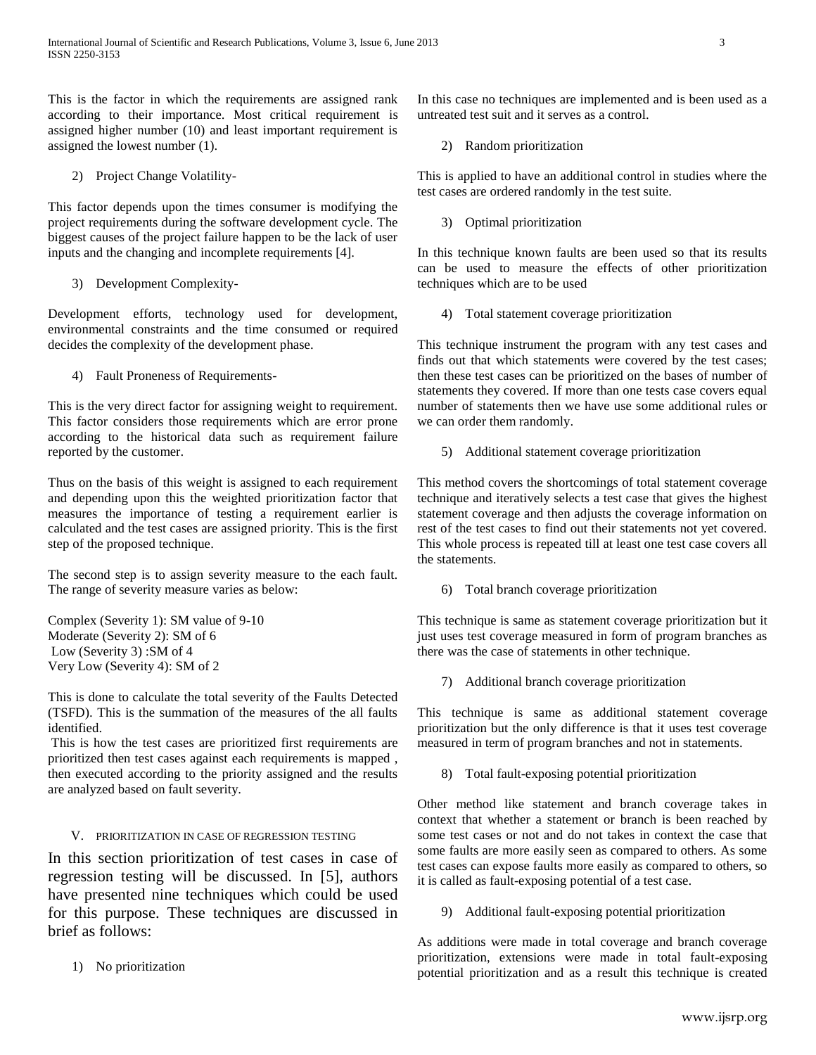This is the factor in which the requirements are assigned rank according to their importance. Most critical requirement is assigned higher number (10) and least important requirement is assigned the lowest number (1).

2) Project Change Volatility-

This factor depends upon the times consumer is modifying the project requirements during the software development cycle. The biggest causes of the project failure happen to be the lack of user inputs and the changing and incomplete requirements [4].

3) Development Complexity-

Development efforts, technology used for development, environmental constraints and the time consumed or required decides the complexity of the development phase.

4) Fault Proneness of Requirements-

This is the very direct factor for assigning weight to requirement. This factor considers those requirements which are error prone according to the historical data such as requirement failure reported by the customer.

Thus on the basis of this weight is assigned to each requirement and depending upon this the weighted prioritization factor that measures the importance of testing a requirement earlier is calculated and the test cases are assigned priority. This is the first step of the proposed technique.

The second step is to assign severity measure to the each fault. The range of severity measure varies as below:

Complex (Severity 1): SM value of 9-10
Moderate (Severity 2): SM of 6
Low (Severity 3) :SM of 4
Very Low (Severity 4): SM of 2

This is done to calculate the total severity of the Faults Detected (TSFD). This is the summation of the measures of the all faults identified.

This is how the test cases are prioritized first requirements are prioritized then test cases against each requirements is mapped , then executed according to the priority assigned and the results are analyzed based on fault severity.

## V. PRIORITIZATION IN CASE OF REGRESSION TESTING

In this section prioritization of test cases in case of regression testing will be discussed. In [5], authors have presented nine techniques which could be used for this purpose. These techniques are discussed in brief as follows:

1) No prioritization

In this case no techniques are implemented and is been used as a untreated test suit and it serves as a control.

2) Random prioritization

This is applied to have an additional control in studies where the test cases are ordered randomly in the test suite.

3) Optimal prioritization

In this technique known faults are been used so that its results can be used to measure the effects of other prioritization techniques which are to be used

4) Total statement coverage prioritization

This technique instrument the program with any test cases and finds out that which statements were covered by the test cases; then these test cases can be prioritized on the bases of number of statements they covered. If more than one tests case covers equal number of statements then we have use some additional rules or we can order them randomly.

5) Additional statement coverage prioritization

This method covers the shortcomings of total statement coverage technique and iteratively selects a test case that gives the highest statement coverage and then adjusts the coverage information on rest of the test cases to find out their statements not yet covered. This whole process is repeated till at least one test case covers all the statements.

6) Total branch coverage prioritization

This technique is same as statement coverage prioritization but it just uses test coverage measured in form of program branches as there was the case of statements in other technique.

7) Additional branch coverage prioritization

This technique is same as additional statement coverage prioritization but the only difference is that it uses test coverage measured in term of program branches and not in statements.

8) Total fault-exposing potential prioritization

Other method like statement and branch coverage takes in context that whether a statement or branch is been reached by some test cases or not and do not takes in context the case that some faults are more easily seen as compared to others. As some test cases can expose faults more easily as compared to others, so it is called as fault-exposing potential of a test case.

9) Additional fault-exposing potential prioritization

As additions were made in total coverage and branch coverage prioritization, extensions were made in total fault-exposing potential prioritization and as a result this technique is created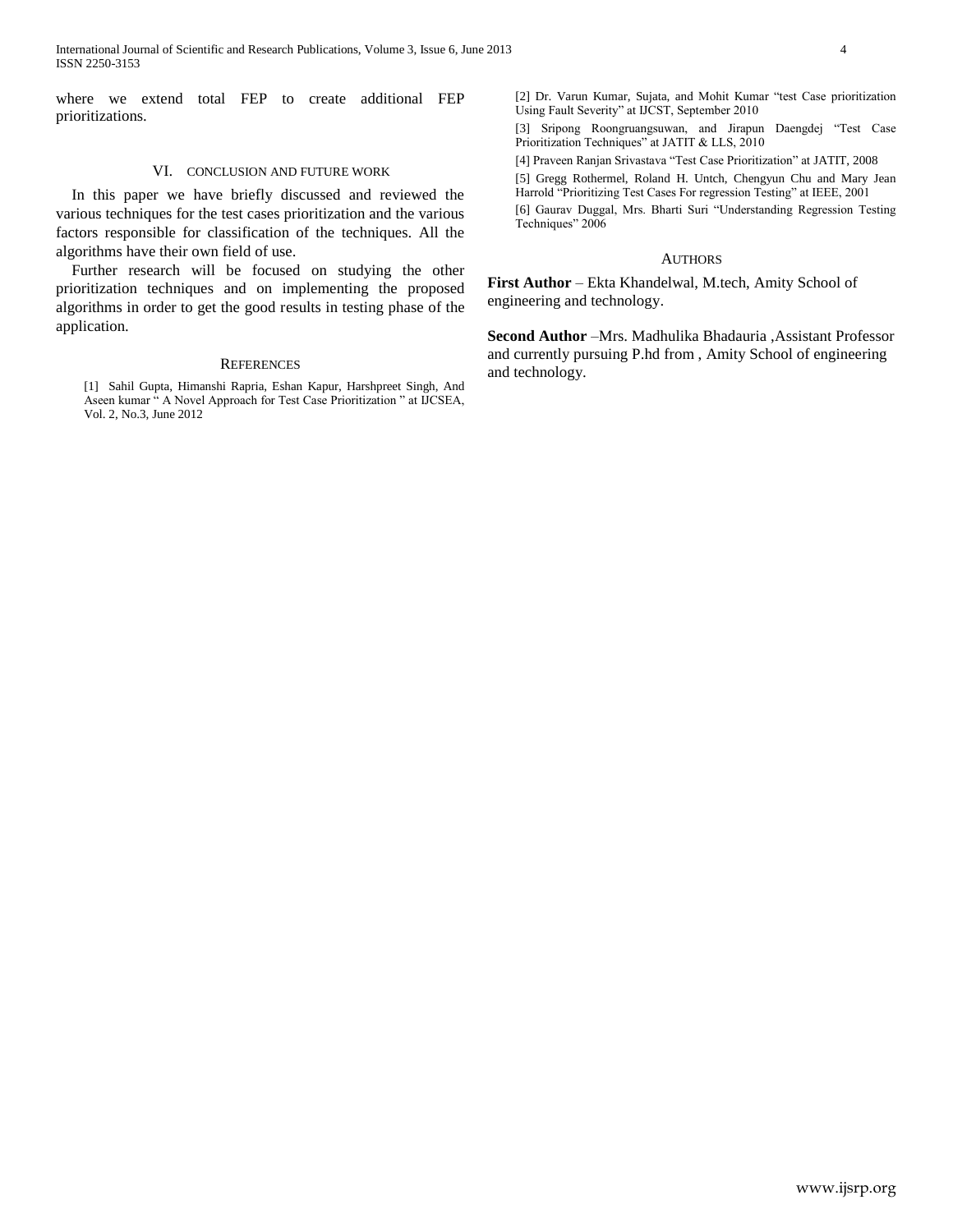where we extend total FEP to create additional FEP prioritizations.

## VI. Conclusion and Future Work

In this paper we have briefly discussed and reviewed the various techniques for the test cases prioritization and the various factors responsible for classification of the techniques. All the algorithms have their own field of use.

Further research will be focused on studying the other prioritization techniques and on implementing the proposed algorithms in order to get the good results in testing phase of the application.

## References

[1] Sahil Gupta, Himanshi Rapria, Eshan Kapur, Harshpreet Singh, And Aseen kumar " A Novel Approach for Test Case Prioritization " at IJCSEA, Vol. 2, No.3, June 2012

[2] Dr. Varun Kumar, Sujata, and Mohit Kumar "test Case prioritization Using Fault Severity" at IJCST, September 2010

[3] Sripong Roongruangsuwan, and Jirapun Daengdej "Test Case Prioritization Techniques" at JATIT & LLS, 2010

[4] Praveen Ranjan Srivastava "Test Case Prioritization" at JATIT, 2008

[5] Gregg Rothermel, Roland H. Untch, Chengyun Chu and Mary Jean Harrold "Prioritizing Test Cases For regression Testing" at IEEE, 2001

[6] Gaurav Duggal, Mrs. Bharti Suri "Understanding Regression Testing Techniques" 2006

## Authors

**First Author** – Ekta Khandelwal, M.tech, Amity School of engineering and technology.

**Second Author** –Mrs. Madhulika Bhadauria ,Assistant Professor and currently pursuing P.hd from , Amity School of engineering and technology.